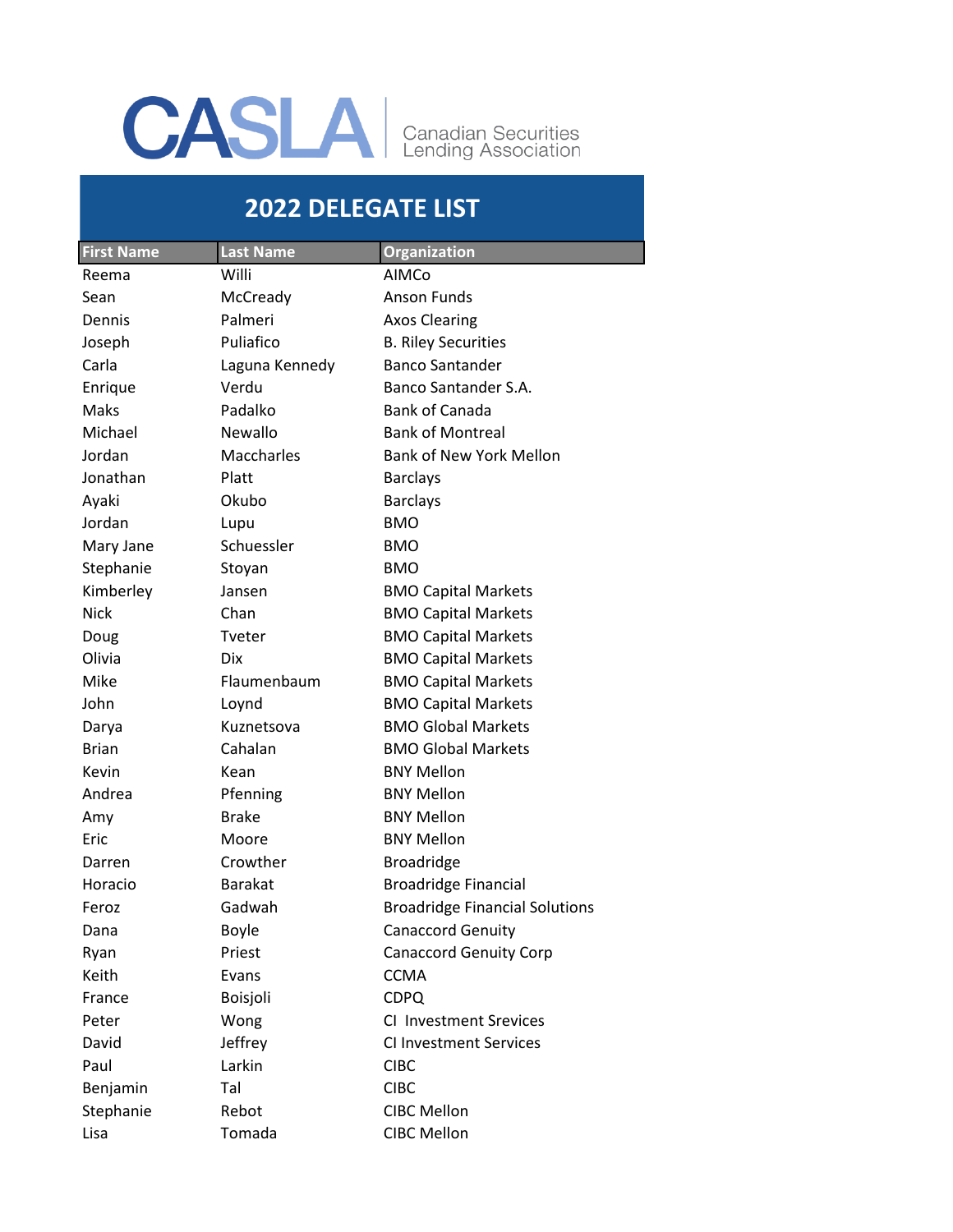# CASLA

Canadian Securities Lending Association

## 2022 DELEGATE LIST

| First Name | Last Name | Organization |
|---|---|---|
| Reema | Willi | AIMCo |
| Sean | McCready | Anson Funds |
| Dennis | Palmeri | Axos Clearing |
| Joseph | Puliafico | B. Riley Securities |
| Carla | Laguna Kennedy | Banco Santander |
| Enrique | Verdu | Banco Santander S.A. |
| Maks | Padalko | Bank of Canada |
| Michael | Newallo | Bank of Montreal |
| Jordan | Maccharles | Bank of New York Mellon |
| Jonathan | Platt | Barclays |
| Ayaki | Okubo | Barclays |
| Jordan | Lupu | BMO |
| Mary Jane | Schuessler | BMO |
| Stephanie | Stoyan | BMO |
| Kimberley | Jansen | BMO Capital Markets |
| Nick | Chan | BMO Capital Markets |
| Doug | Tveter | BMO Capital Markets |
| Olivia | Dix | BMO Capital Markets |
| Mike | Flaumenbaum | BMO Capital Markets |
| John | Loynd | BMO Capital Markets |
| Darya | Kuznetsova | BMO Global Markets |
| Brian | Cahalan | BMO Global Markets |
| Kevin | Kean | BNY Mellon |
| Andrea | Pfenning | BNY Mellon |
| Amy | Brake | BNY Mellon |
| Eric | Moore | BNY Mellon |
| Darren | Crowther | Broadridge |
| Horacio | Barakat | Broadridge Financial |
| Feroz | Gadwah | Broadridge Financial Solutions |
| Dana | Boyle | Canaccord Genuity |
| Ryan | Priest | Canaccord Genuity Corp |
| Keith | Evans | CCMA |
| France | Boisjoli | CDPQ |
| Peter | Wong | CI  Investment Srevices |
| David | Jeffrey | CI Investment Services |
| Paul | Larkin | CIBC |
| Benjamin | Tal | CIBC |
| Stephanie | Rebot | CIBC Mellon |
| Lisa | Tomada | CIBC Mellon |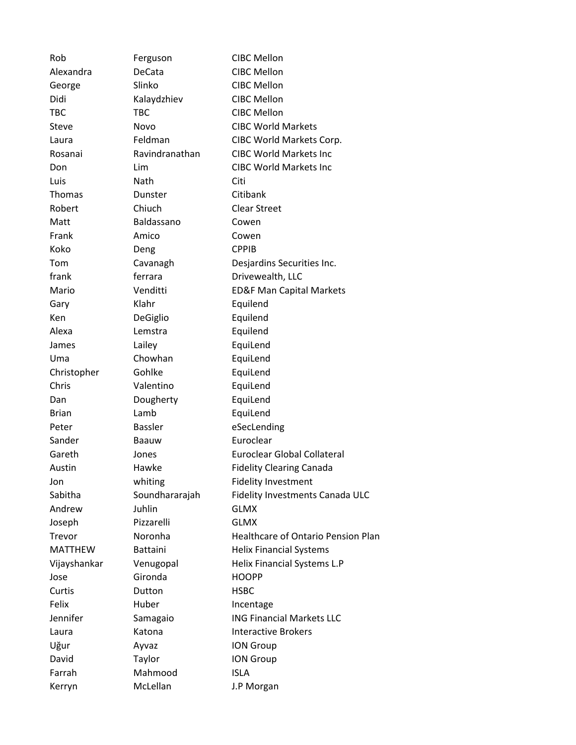| | | |
|---|---|---|
| Rob | Ferguson | CIBC Mellon |
| Alexandra | DeCata | CIBC Mellon |
| George | Slinko | CIBC Mellon |
| Didi | Kalaydzhiev | CIBC Mellon |
| TBC | TBC | CIBC Mellon |
| Steve | Novo | CIBC World Markets |
| Laura | Feldman | CIBC World Markets Corp. |
| Rosanai | Ravindranathan | CIBC World Markets Inc |
| Don | Lim | CIBC World Markets Inc |
| Luis | Nath | Citi |
| Thomas | Dunster | Citibank |
| Robert | Chiuch | Clear Street |
| Matt | Baldassano | Cowen |
| Frank | Amico | Cowen |
| Koko | Deng | CPPIB |
| Tom | Cavanagh | Desjardins Securities Inc. |
| frank | ferrara | Drivewealth, LLC |
| Mario | Venditti | ED&F Man Capital Markets |
| Gary | Klahr | Equilend |
| Ken | DeGiglio | Equilend |
| Alexa | Lemstra | Equilend |
| James | Lailey | EquiLend |
| Uma | Chowhan | EquiLend |
| Christopher | Gohlke | EquiLend |
| Chris | Valentino | EquiLend |
| Dan | Dougherty | EquiLend |
| Brian | Lamb | EquiLend |
| Peter | Bassler | eSecLending |
| Sander | Baauw | Euroclear |
| Gareth | Jones | Euroclear Global Collateral |
| Austin | Hawke | Fidelity Clearing Canada |
| Jon | whiting | Fidelity Investment |
| Sabitha | Soundhararajah | Fidelity Investments Canada ULC |
| Andrew | Juhlin | GLMX |
| Joseph | Pizzarelli | GLMX |
| Trevor | Noronha | Healthcare of Ontario Pension Plan |
| MATTHEW | Battaini | Helix Financial Systems |
| Vijayshankar | Venugopal | Helix Financial Systems L.P |
| Jose | Gironda | HOOPP |
| Curtis | Dutton | HSBC |
| Felix | Huber | Incentage |
| Jennifer | Samagaio | ING Financial Markets LLC |
| Laura | Katona | Interactive Brokers |
| Uğur | Ayvaz | ION Group |
| David | Taylor | ION Group |
| Farrah | Mahmood | ISLA |
| Kerryn | McLellan | J.P Morgan |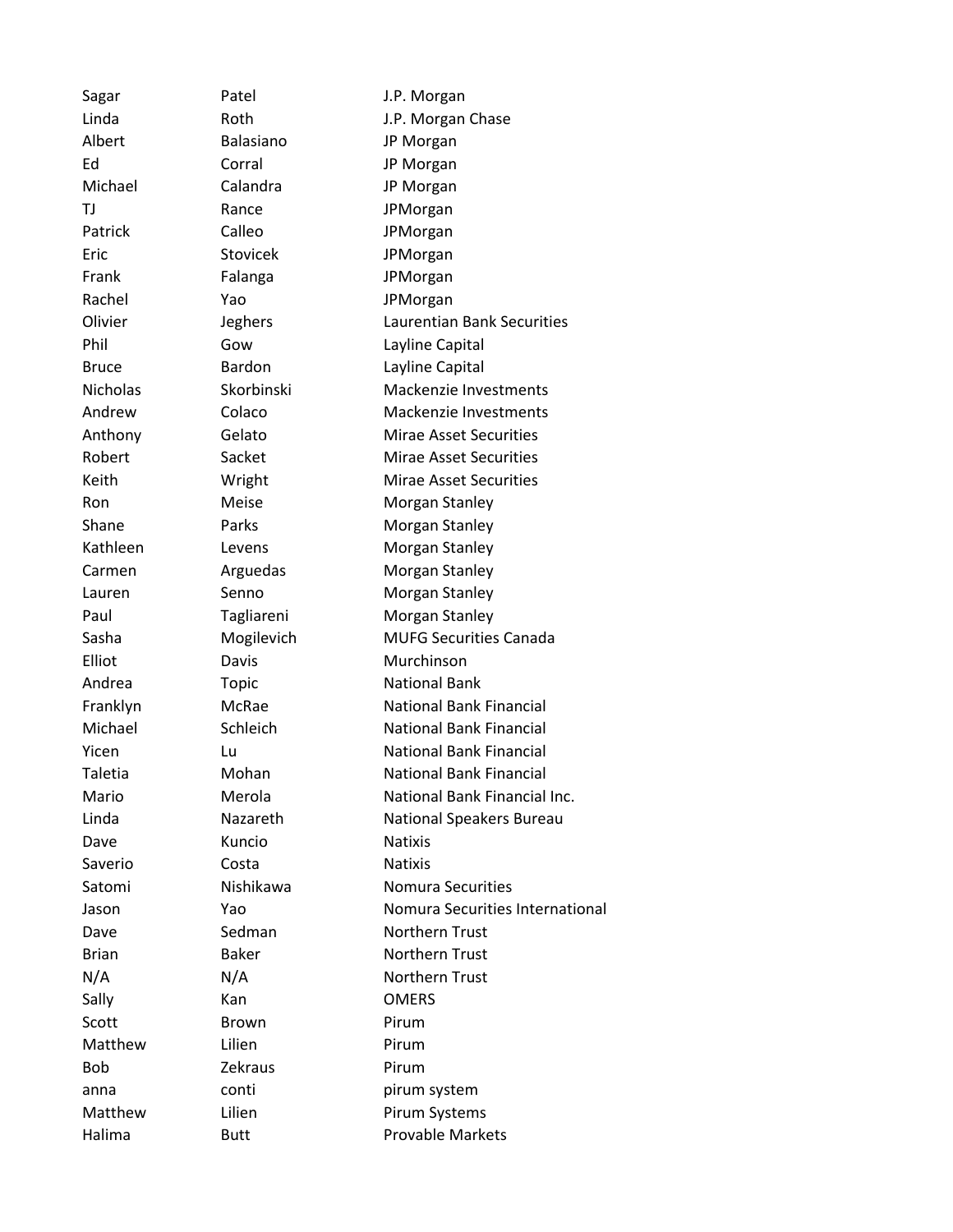| | | |
|---|---|---|
| Sagar | Patel | J.P. Morgan |
| Linda | Roth | J.P. Morgan Chase |
| Albert | Balasiano | JP Morgan |
| Ed | Corral | JP Morgan |
| Michael | Calandra | JP Morgan |
| TJ | Rance | JPMorgan |
| Patrick | Calleo | JPMorgan |
| Eric | Stovicek | JPMorgan |
| Frank | Falanga | JPMorgan |
| Rachel | Yao | JPMorgan |
| Olivier | Jeghers | Laurentian Bank Securities |
| Phil | Gow | Layline Capital |
| Bruce | Bardon | Layline Capital |
| Nicholas | Skorbinski | Mackenzie Investments |
| Andrew | Colaco | Mackenzie Investments |
| Anthony | Gelato | Mirae Asset Securities |
| Robert | Sacket | Mirae Asset Securities |
| Keith | Wright | Mirae Asset Securities |
| Ron | Meise | Morgan Stanley |
| Shane | Parks | Morgan Stanley |
| Kathleen | Levens | Morgan Stanley |
| Carmen | Arguedas | Morgan Stanley |
| Lauren | Senno | Morgan Stanley |
| Paul | Tagliareni | Morgan Stanley |
| Sasha | Mogilevich | MUFG Securities Canada |
| Elliot | Davis | Murchinson |
| Andrea | Topic | National Bank |
| Franklyn | McRae | National Bank Financial |
| Michael | Schleich | National Bank Financial |
| Yicen | Lu | National Bank Financial |
| Taletia | Mohan | National Bank Financial |
| Mario | Merola | National Bank Financial Inc. |
| Linda | Nazareth | National Speakers Bureau |
| Dave | Kuncio | Natixis |
| Saverio | Costa | Natixis |
| Satomi | Nishikawa | Nomura Securities |
| Jason | Yao | Nomura Securities International |
| Dave | Sedman | Northern Trust |
| Brian | Baker | Northern Trust |
| N/A | N/A | Northern Trust |
| Sally | Kan | OMERS |
| Scott | Brown | Pirum |
| Matthew | Lilien | Pirum |
| Bob | Zekraus | Pirum |
| anna | conti | pirum system |
| Matthew | Lilien | Pirum Systems |
| Halima | Butt | Provable Markets |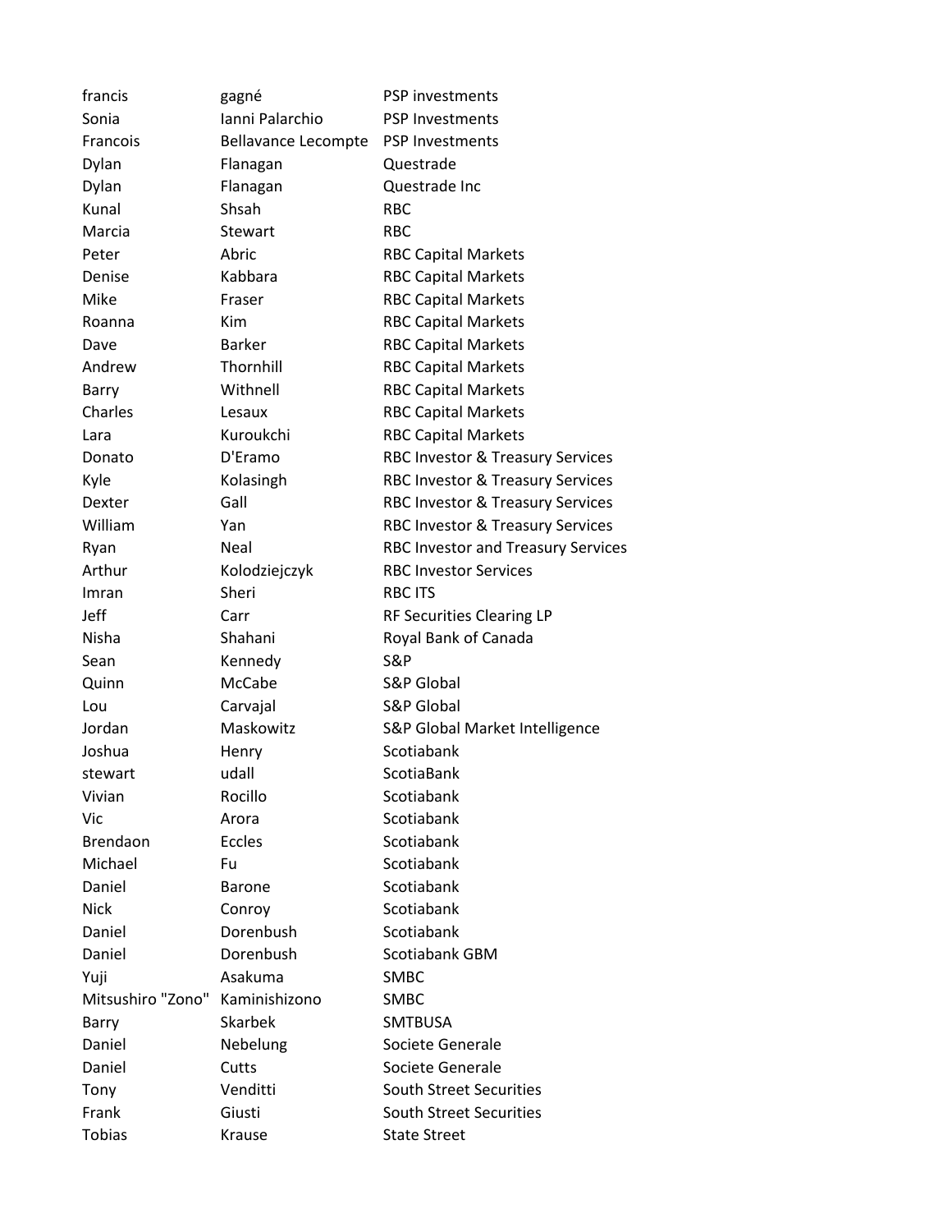| | | |
|---|---|---|
| francis | gagné | PSP investments |
| Sonia | Ianni Palarchio | PSP Investments |
| Francois | Bellavance Lecompte | PSP Investments |
| Dylan | Flanagan | Questrade |
| Dylan | Flanagan | Questrade Inc |
| Kunal | Shsah | RBC |
| Marcia | Stewart | RBC |
| Peter | Abric | RBC Capital Markets |
| Denise | Kabbara | RBC Capital Markets |
| Mike | Fraser | RBC Capital Markets |
| Roanna | Kim | RBC Capital Markets |
| Dave | Barker | RBC Capital Markets |
| Andrew | Thornhill | RBC Capital Markets |
| Barry | Withnell | RBC Capital Markets |
| Charles | Lesaux | RBC Capital Markets |
| Lara | Kuroukchi | RBC Capital Markets |
| Donato | D'Eramo | RBC Investor & Treasury Services |
| Kyle | Kolasingh | RBC Investor & Treasury Services |
| Dexter | Gall | RBC Investor & Treasury Services |
| William | Yan | RBC Investor & Treasury Services |
| Ryan | Neal | RBC Investor and Treasury Services |
| Arthur | Kolodziejczyk | RBC Investor Services |
| Imran | Sheri | RBC ITS |
| Jeff | Carr | RF Securities Clearing LP |
| Nisha | Shahani | Royal Bank of Canada |
| Sean | Kennedy | S&P |
| Quinn | McCabe | S&P Global |
| Lou | Carvajal | S&P Global |
| Jordan | Maskowitz | S&P Global Market Intelligence |
| Joshua | Henry | Scotiabank |
| stewart | udall | ScotiaBank |
| Vivian | Rocillo | Scotiabank |
| Vic | Arora | Scotiabank |
| Brendaon | Eccles | Scotiabank |
| Michael | Fu | Scotiabank |
| Daniel | Barone | Scotiabank |
| Nick | Conroy | Scotiabank |
| Daniel | Dorenbush | Scotiabank |
| Daniel | Dorenbush | Scotiabank GBM |
| Yuji | Asakuma | SMBC |
| Mitsushiro "Zono" | Kaminishizono | SMBC |
| Barry | Skarbek | SMTBUSA |
| Daniel | Nebelung | Societe Generale |
| Daniel | Cutts | Societe Generale |
| Tony | Venditti | South Street Securities |
| Frank | Giusti | South Street Securities |
| Tobias | Krause | State Street |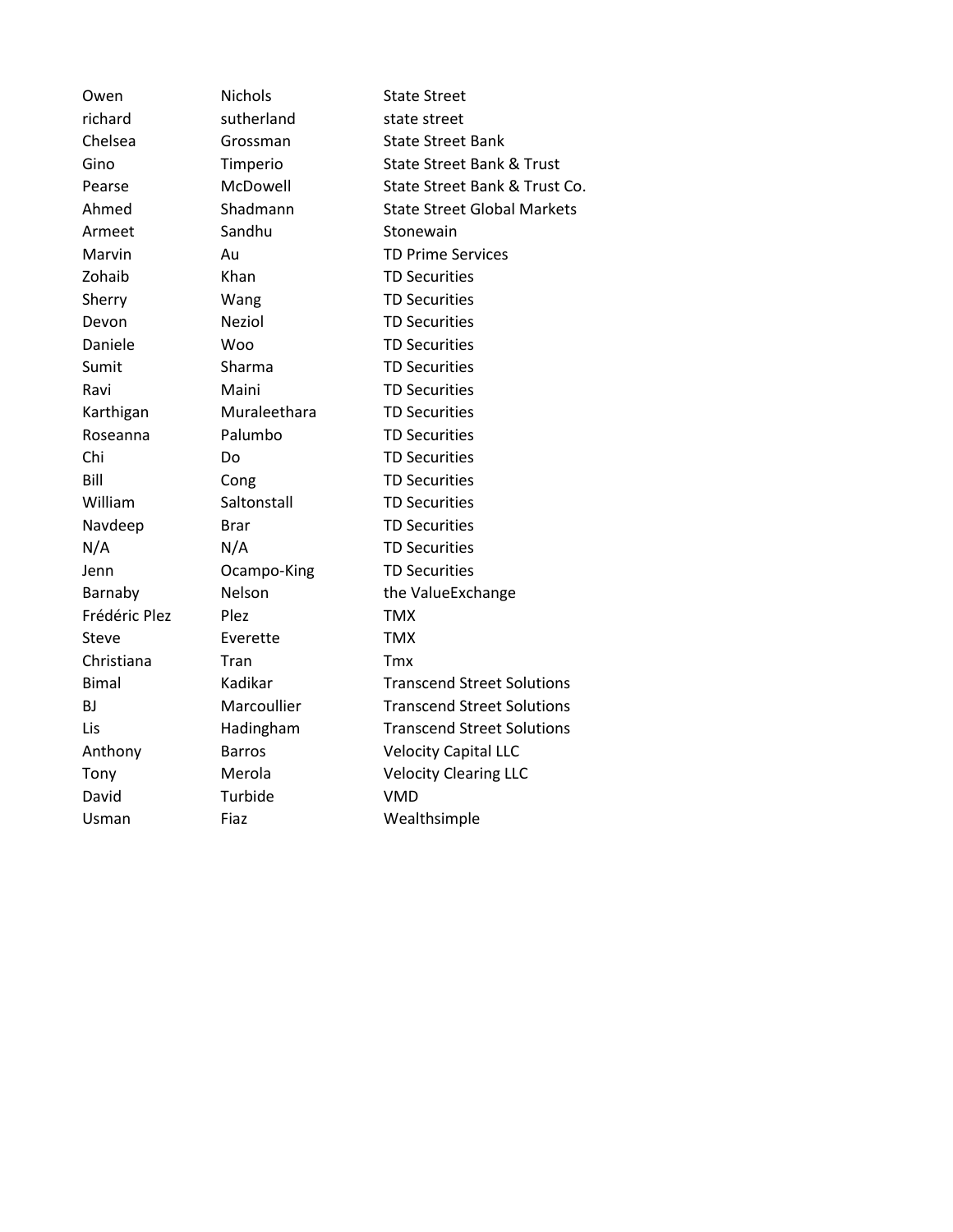| | | |
|---|---|---|
| Owen | Nichols | State Street |
| richard | sutherland | state street |
| Chelsea | Grossman | State Street Bank |
| Gino | Timperio | State Street Bank & Trust |
| Pearse | McDowell | State Street Bank & Trust Co. |
| Ahmed | Shadmann | State Street Global Markets |
| Armeet | Sandhu | Stonewain |
| Marvin | Au | TD Prime Services |
| Zohaib | Khan | TD Securities |
| Sherry | Wang | TD Securities |
| Devon | Neziol | TD Securities |
| Daniele | Woo | TD Securities |
| Sumit | Sharma | TD Securities |
| Ravi | Maini | TD Securities |
| Karthigan | Muraleethara | TD Securities |
| Roseanna | Palumbo | TD Securities |
| Chi | Do | TD Securities |
| Bill | Cong | TD Securities |
| William | Saltonstall | TD Securities |
| Navdeep | Brar | TD Securities |
| N/A | N/A | TD Securities |
| Jenn | Ocampo-King | TD Securities |
| Barnaby | Nelson | the ValueExchange |
| Frédéric Plez | Plez | TMX |
| Steve | Everette | TMX |
| Christiana | Tran | Tmx |
| Bimal | Kadikar | Transcend Street Solutions |
| BJ | Marcoullier | Transcend Street Solutions |
| Lis | Hadingham | Transcend Street Solutions |
| Anthony | Barros | Velocity Capital LLC |
| Tony | Merola | Velocity Clearing LLC |
| David | Turbide | VMD |
| Usman | Fiaz | Wealthsimple |